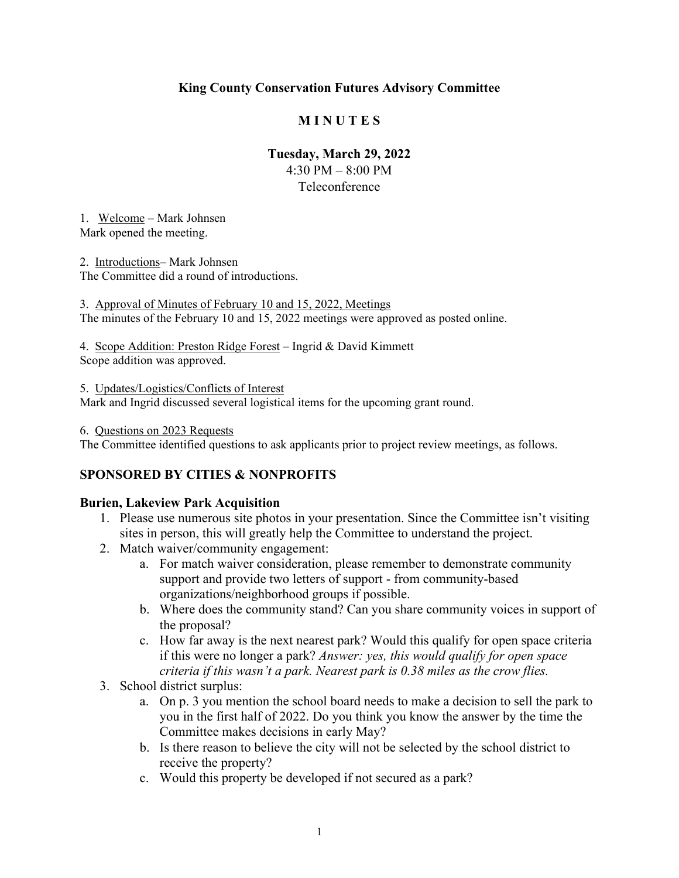# King County Conservation Futures Advisory Committee

## M I N U T E S

**Tuesday, March 29, 2022**
4:30 PM – 8:00 PM
Teleconference

1. Welcome – Mark Johnsen

Mark opened the meeting.

2. Introductions– Mark Johnsen

The Committee did a round of introductions.

3. Approval of Minutes of February 10 and 15, 2022, Meetings

The minutes of the February 10 and 15, 2022 meetings were approved as posted online.

4. Scope Addition: Preston Ridge Forest – Ingrid & David Kimmett

Scope addition was approved.

5. Updates/Logistics/Conflicts of Interest

Mark and Ingrid discussed several logistical items for the upcoming grant round.

6. Questions on 2023 Requests

The Committee identified questions to ask applicants prior to project review meetings, as follows.

## SPONSORED BY CITIES & NONPROFITS

### Burien, Lakeview Park Acquisition

1. Please use numerous site photos in your presentation. Since the Committee isn't visiting sites in person, this will greatly help the Committee to understand the project.
2. Match waiver/community engagement:
   a. For match waiver consideration, please remember to demonstrate community support and provide two letters of support - from community-based organizations/neighborhood groups if possible.
   b. Where does the community stand? Can you share community voices in support of the proposal?
   c. How far away is the next nearest park? Would this qualify for open space criteria if this were no longer a park? *Answer: yes, this would qualify for open space criteria if this wasn't a park. Nearest park is 0.38 miles as the crow flies.*
3. School district surplus:
   a. On p. 3 you mention the school board needs to make a decision to sell the park to you in the first half of 2022. Do you think you know the answer by the time the Committee makes decisions in early May?
   b. Is there reason to believe the city will not be selected by the school district to receive the property?
   c. Would this property be developed if not secured as a park?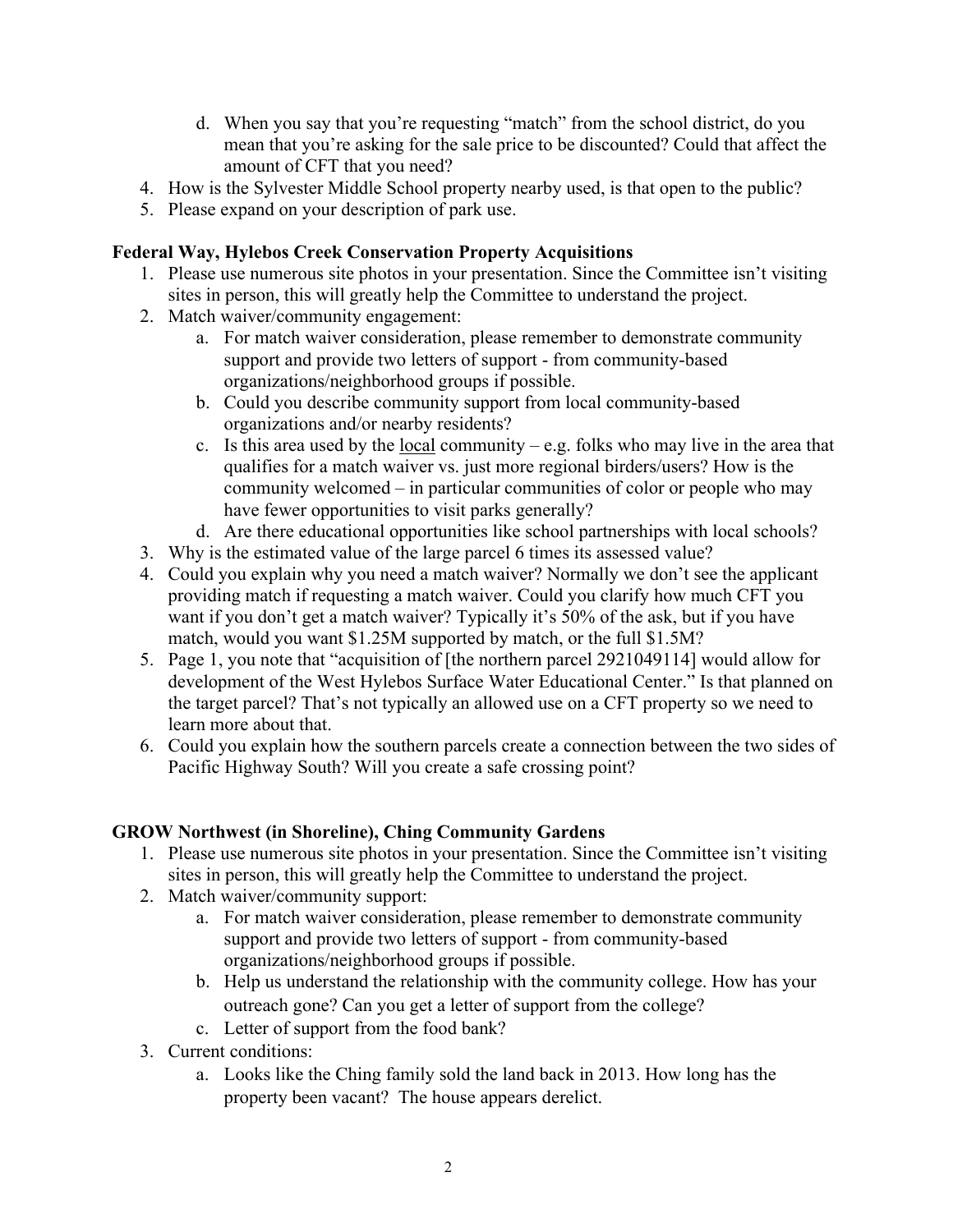d. When you say that you're requesting "match" from the school district, do you mean that you're asking for the sale price to be discounted? Could that affect the amount of CFT that you need?
4. How is the Sylvester Middle School property nearby used, is that open to the public?
5. Please expand on your description of park use.

**Federal Way, Hylebos Creek Conservation Property Acquisitions**

1. Please use numerous site photos in your presentation. Since the Committee isn't visiting sites in person, this will greatly help the Committee to understand the project.
2. Match waiver/community engagement:
   a. For match waiver consideration, please remember to demonstrate community support and provide two letters of support - from community-based organizations/neighborhood groups if possible.
   b. Could you describe community support from local community-based organizations and/or nearby residents?
   c. Is this area used by the <u>local</u> community – e.g. folks who may live in the area that qualifies for a match waiver vs. just more regional birders/users? How is the community welcomed – in particular communities of color or people who may have fewer opportunities to visit parks generally?
   d. Are there educational opportunities like school partnerships with local schools?
3. Why is the estimated value of the large parcel 6 times its assessed value?
4. Could you explain why you need a match waiver? Normally we don't see the applicant providing match if requesting a match waiver. Could you clarify how much CFT you want if you don't get a match waiver? Typically it's 50% of the ask, but if you have match, would you want $1.25M supported by match, or the full $1.5M?
5. Page 1, you note that "acquisition of [the northern parcel 2921049114] would allow for development of the West Hylebos Surface Water Educational Center." Is that planned on the target parcel? That's not typically an allowed use on a CFT property so we need to learn more about that.
6. Could you explain how the southern parcels create a connection between the two sides of Pacific Highway South? Will you create a safe crossing point?

**GROW Northwest (in Shoreline), Ching Community Gardens**

1. Please use numerous site photos in your presentation. Since the Committee isn't visiting sites in person, this will greatly help the Committee to understand the project.
2. Match waiver/community support:
   a. For match waiver consideration, please remember to demonstrate community support and provide two letters of support - from community-based organizations/neighborhood groups if possible.
   b. Help us understand the relationship with the community college. How has your outreach gone? Can you get a letter of support from the college?
   c. Letter of support from the food bank?
3. Current conditions:
   a. Looks like the Ching family sold the land back in 2013. How long has the property been vacant? The house appears derelict.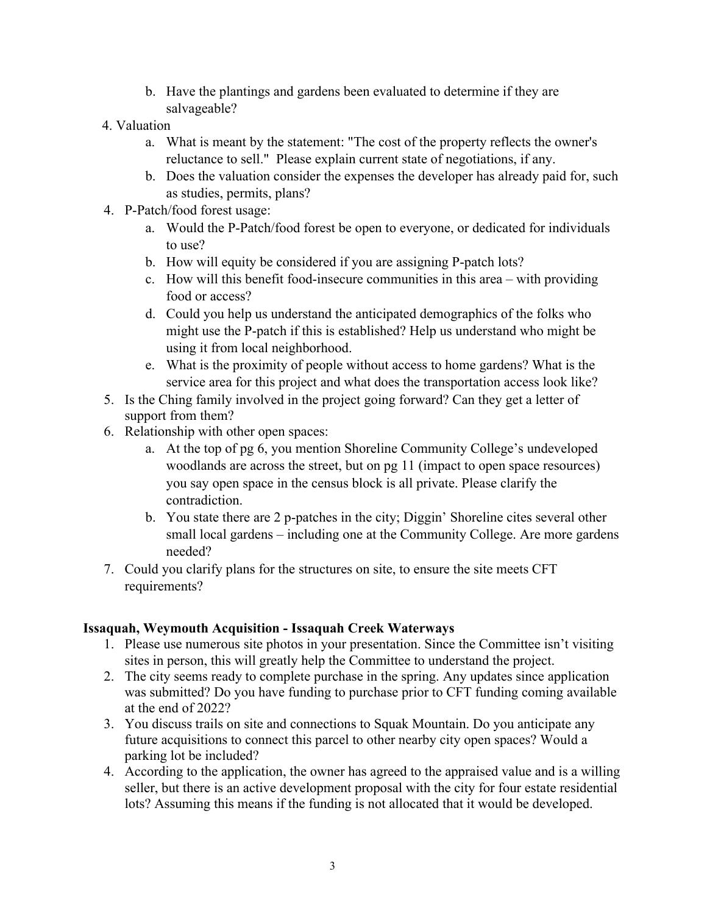b. Have the plantings and gardens been evaluated to determine if they are salvageable?

4. Valuation
   a. What is meant by the statement: "The cost of the property reflects the owner's reluctance to sell." Please explain current state of negotiations, if any.
   b. Does the valuation consider the expenses the developer has already paid for, such as studies, permits, plans?
4. P-Patch/food forest usage:
   a. Would the P-Patch/food forest be open to everyone, or dedicated for individuals to use?
   b. How will equity be considered if you are assigning P-patch lots?
   c. How will this benefit food-insecure communities in this area – with providing food or access?
   d. Could you help us understand the anticipated demographics of the folks who might use the P-patch if this is established? Help us understand who might be using it from local neighborhood.
   e. What is the proximity of people without access to home gardens? What is the service area for this project and what does the transportation access look like?
5. Is the Ching family involved in the project going forward? Can they get a letter of support from them?
6. Relationship with other open spaces:
   a. At the top of pg 6, you mention Shoreline Community College's undeveloped woodlands are across the street, but on pg 11 (impact to open space resources) you say open space in the census block is all private. Please clarify the contradiction.
   b. You state there are 2 p-patches in the city; Diggin' Shoreline cites several other small local gardens – including one at the Community College. Are more gardens needed?
7. Could you clarify plans for the structures on site, to ensure the site meets CFT requirements?

**Issaquah, Weymouth Acquisition - Issaquah Creek Waterways**

1. Please use numerous site photos in your presentation. Since the Committee isn't visiting sites in person, this will greatly help the Committee to understand the project.
2. The city seems ready to complete purchase in the spring. Any updates since application was submitted? Do you have funding to purchase prior to CFT funding coming available at the end of 2022?
3. You discuss trails on site and connections to Squak Mountain. Do you anticipate any future acquisitions to connect this parcel to other nearby city open spaces? Would a parking lot be included?
4. According to the application, the owner has agreed to the appraised value and is a willing seller, but there is an active development proposal with the city for four estate residential lots? Assuming this means if the funding is not allocated that it would be developed.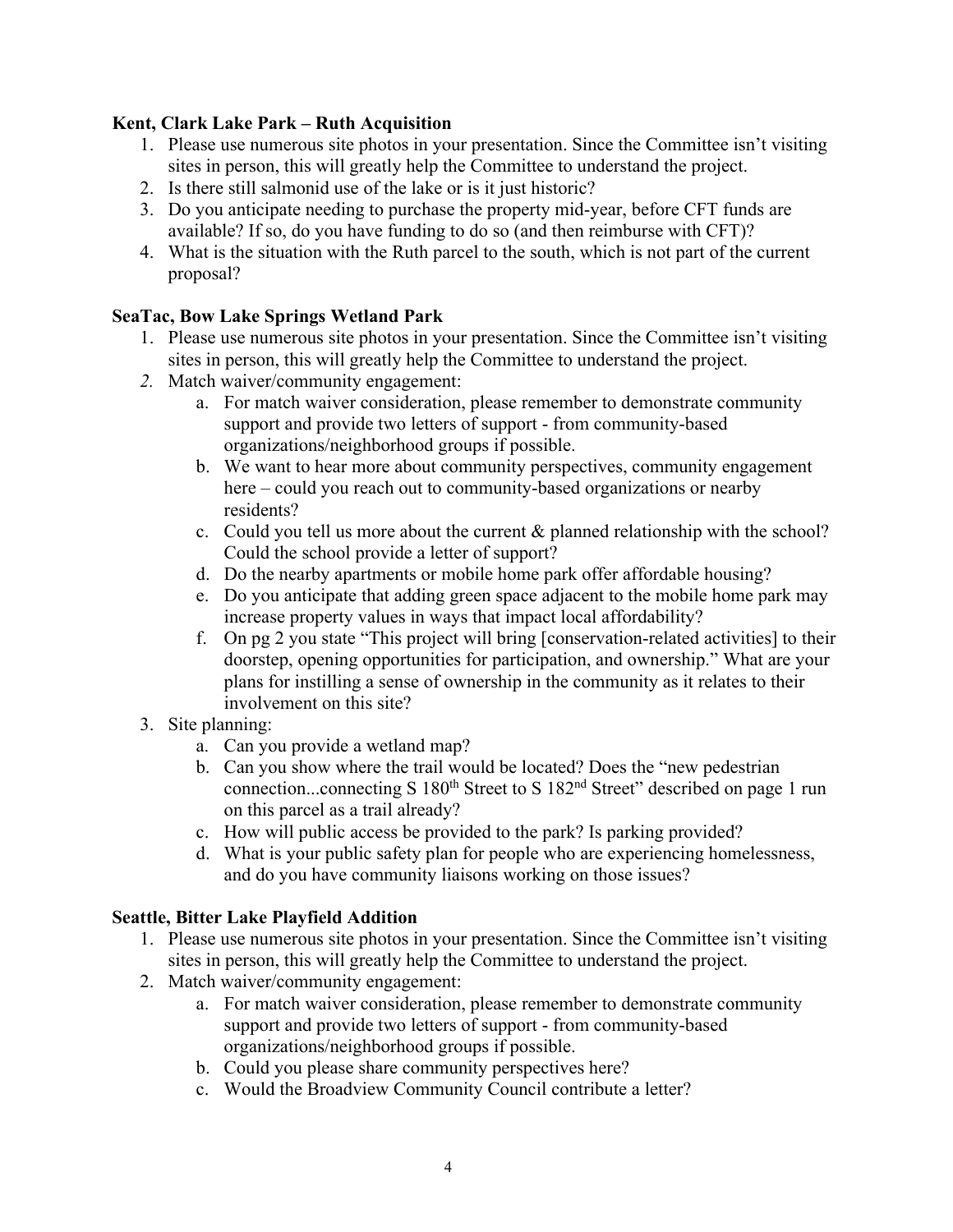**Kent, Clark Lake Park – Ruth Acquisition**

1. Please use numerous site photos in your presentation. Since the Committee isn't visiting sites in person, this will greatly help the Committee to understand the project.
2. Is there still salmonid use of the lake or is it just historic?
3. Do you anticipate needing to purchase the property mid-year, before CFT funds are available? If so, do you have funding to do so (and then reimburse with CFT)?
4. What is the situation with the Ruth parcel to the south, which is not part of the current proposal?

**SeaTac, Bow Lake Springs Wetland Park**

1. Please use numerous site photos in your presentation. Since the Committee isn't visiting sites in person, this will greatly help the Committee to understand the project.
2. Match waiver/community engagement:
   a. For match waiver consideration, please remember to demonstrate community support and provide two letters of support - from community-based organizations/neighborhood groups if possible.
   b. We want to hear more about community perspectives, community engagement here – could you reach out to community-based organizations or nearby residents?
   c. Could you tell us more about the current & planned relationship with the school? Could the school provide a letter of support?
   d. Do the nearby apartments or mobile home park offer affordable housing?
   e. Do you anticipate that adding green space adjacent to the mobile home park may increase property values in ways that impact local affordability?
   f. On pg 2 you state "This project will bring [conservation-related activities] to their doorstep, opening opportunities for participation, and ownership." What are your plans for instilling a sense of ownership in the community as it relates to their involvement on this site?
3. Site planning:
   a. Can you provide a wetland map?
   b. Can you show where the trail would be located? Does the "new pedestrian connection...connecting S 180th Street to S 182nd Street" described on page 1 run on this parcel as a trail already?
   c. How will public access be provided to the park? Is parking provided?
   d. What is your public safety plan for people who are experiencing homelessness, and do you have community liaisons working on those issues?

**Seattle, Bitter Lake Playfield Addition**

1. Please use numerous site photos in your presentation. Since the Committee isn't visiting sites in person, this will greatly help the Committee to understand the project.
2. Match waiver/community engagement:
   a. For match waiver consideration, please remember to demonstrate community support and provide two letters of support - from community-based organizations/neighborhood groups if possible.
   b. Could you please share community perspectives here?
   c. Would the Broadview Community Council contribute a letter?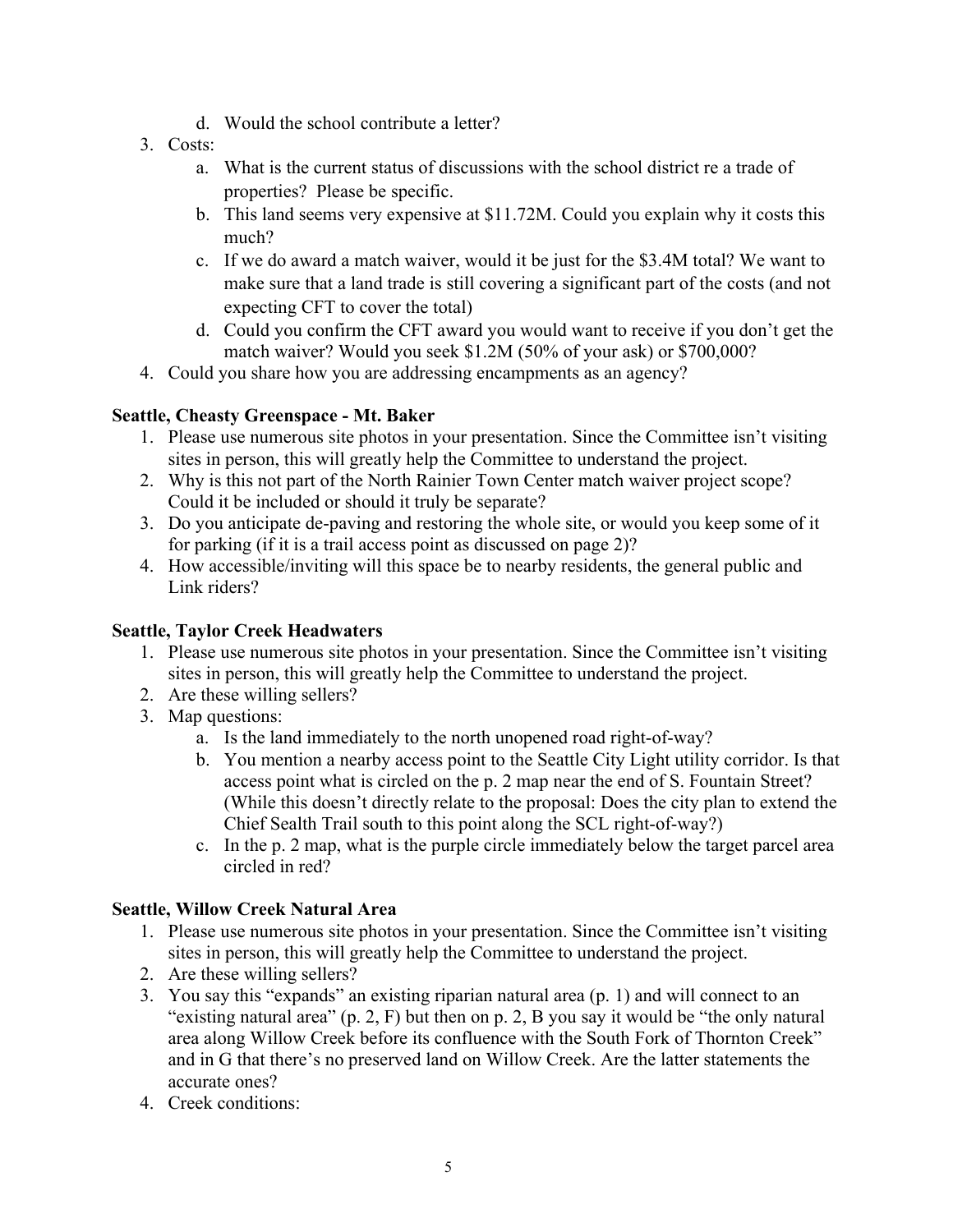d. Would the school contribute a letter?

3. Costs:
   a. What is the current status of discussions with the school district re a trade of properties? Please be specific.
   b. This land seems very expensive at $11.72M. Could you explain why it costs this much?
   c. If we do award a match waiver, would it be just for the $3.4M total? We want to make sure that a land trade is still covering a significant part of the costs (and not expecting CFT to cover the total)
   d. Could you confirm the CFT award you would want to receive if you don't get the match waiver? Would you seek $1.2M (50% of your ask) or $700,000?
4. Could you share how you are addressing encampments as an agency?

**Seattle, Cheasty Greenspace - Mt. Baker**

1. Please use numerous site photos in your presentation. Since the Committee isn't visiting sites in person, this will greatly help the Committee to understand the project.
2. Why is this not part of the North Rainier Town Center match waiver project scope? Could it be included or should it truly be separate?
3. Do you anticipate de-paving and restoring the whole site, or would you keep some of it for parking (if it is a trail access point as discussed on page 2)?
4. How accessible/inviting will this space be to nearby residents, the general public and Link riders?

**Seattle, Taylor Creek Headwaters**

1. Please use numerous site photos in your presentation. Since the Committee isn't visiting sites in person, this will greatly help the Committee to understand the project.
2. Are these willing sellers?
3. Map questions:
   a. Is the land immediately to the north unopened road right-of-way?
   b. You mention a nearby access point to the Seattle City Light utility corridor. Is that access point what is circled on the p. 2 map near the end of S. Fountain Street? (While this doesn't directly relate to the proposal: Does the city plan to extend the Chief Sealth Trail south to this point along the SCL right-of-way?)
   c. In the p. 2 map, what is the purple circle immediately below the target parcel area circled in red?

**Seattle, Willow Creek Natural Area**

1. Please use numerous site photos in your presentation. Since the Committee isn't visiting sites in person, this will greatly help the Committee to understand the project.
2. Are these willing sellers?
3. You say this "expands" an existing riparian natural area (p. 1) and will connect to an "existing natural area" (p. 2, F) but then on p. 2, B you say it would be "the only natural area along Willow Creek before its confluence with the South Fork of Thornton Creek" and in G that there's no preserved land on Willow Creek. Are the latter statements the accurate ones?
4. Creek conditions: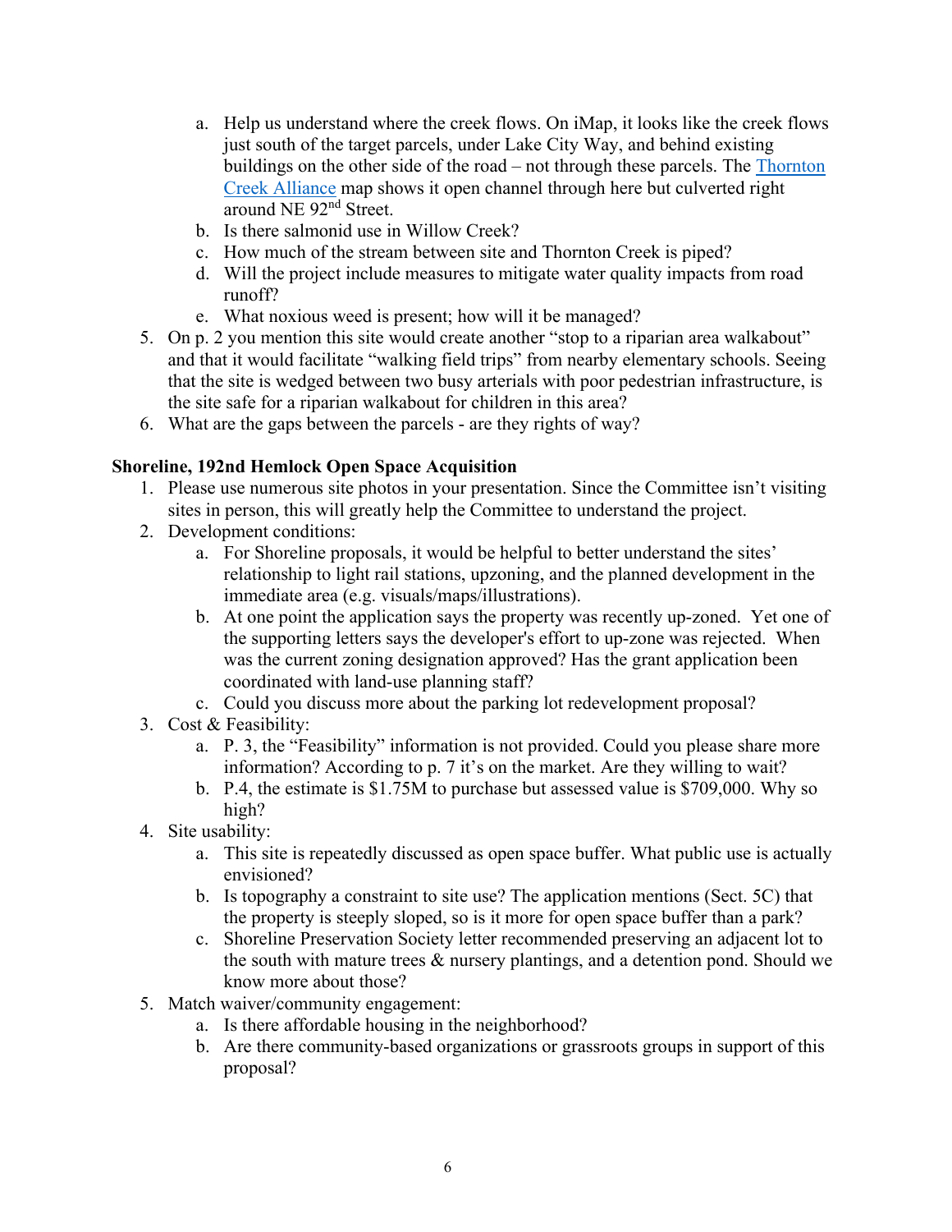a. Help us understand where the creek flows. On iMap, it looks like the creek flows just south of the target parcels, under Lake City Way, and behind existing buildings on the other side of the road – not through these parcels. The Thornton Creek Alliance map shows it open channel through here but culverted right around NE 92nd Street.
   b. Is there salmonid use in Willow Creek?
   c. How much of the stream between site and Thornton Creek is piped?
   d. Will the project include measures to mitigate water quality impacts from road runoff?
   e. What noxious weed is present; how will it be managed?
5. On p. 2 you mention this site would create another "stop to a riparian area walkabout" and that it would facilitate "walking field trips" from nearby elementary schools. Seeing that the site is wedged between two busy arterials with poor pedestrian infrastructure, is the site safe for a riparian walkabout for children in this area?
6. What are the gaps between the parcels - are they rights of way?

**Shoreline, 192nd Hemlock Open Space Acquisition**

1. Please use numerous site photos in your presentation. Since the Committee isn't visiting sites in person, this will greatly help the Committee to understand the project.
2. Development conditions:
   a. For Shoreline proposals, it would be helpful to better understand the sites' relationship to light rail stations, upzoning, and the planned development in the immediate area (e.g. visuals/maps/illustrations).
   b. At one point the application says the property was recently up-zoned. Yet one of the supporting letters says the developer's effort to up-zone was rejected. When was the current zoning designation approved? Has the grant application been coordinated with land-use planning staff?
   c. Could you discuss more about the parking lot redevelopment proposal?
3. Cost & Feasibility:
   a. P. 3, the "Feasibility" information is not provided. Could you please share more information? According to p. 7 it's on the market. Are they willing to wait?
   b. P.4, the estimate is $1.75M to purchase but assessed value is $709,000. Why so high?
4. Site usability:
   a. This site is repeatedly discussed as open space buffer. What public use is actually envisioned?
   b. Is topography a constraint to site use? The application mentions (Sect. 5C) that the property is steeply sloped, so is it more for open space buffer than a park?
   c. Shoreline Preservation Society letter recommended preserving an adjacent lot to the south with mature trees & nursery plantings, and a detention pond. Should we know more about those?
5. Match waiver/community engagement:
   a. Is there affordable housing in the neighborhood?
   b. Are there community-based organizations or grassroots groups in support of this proposal?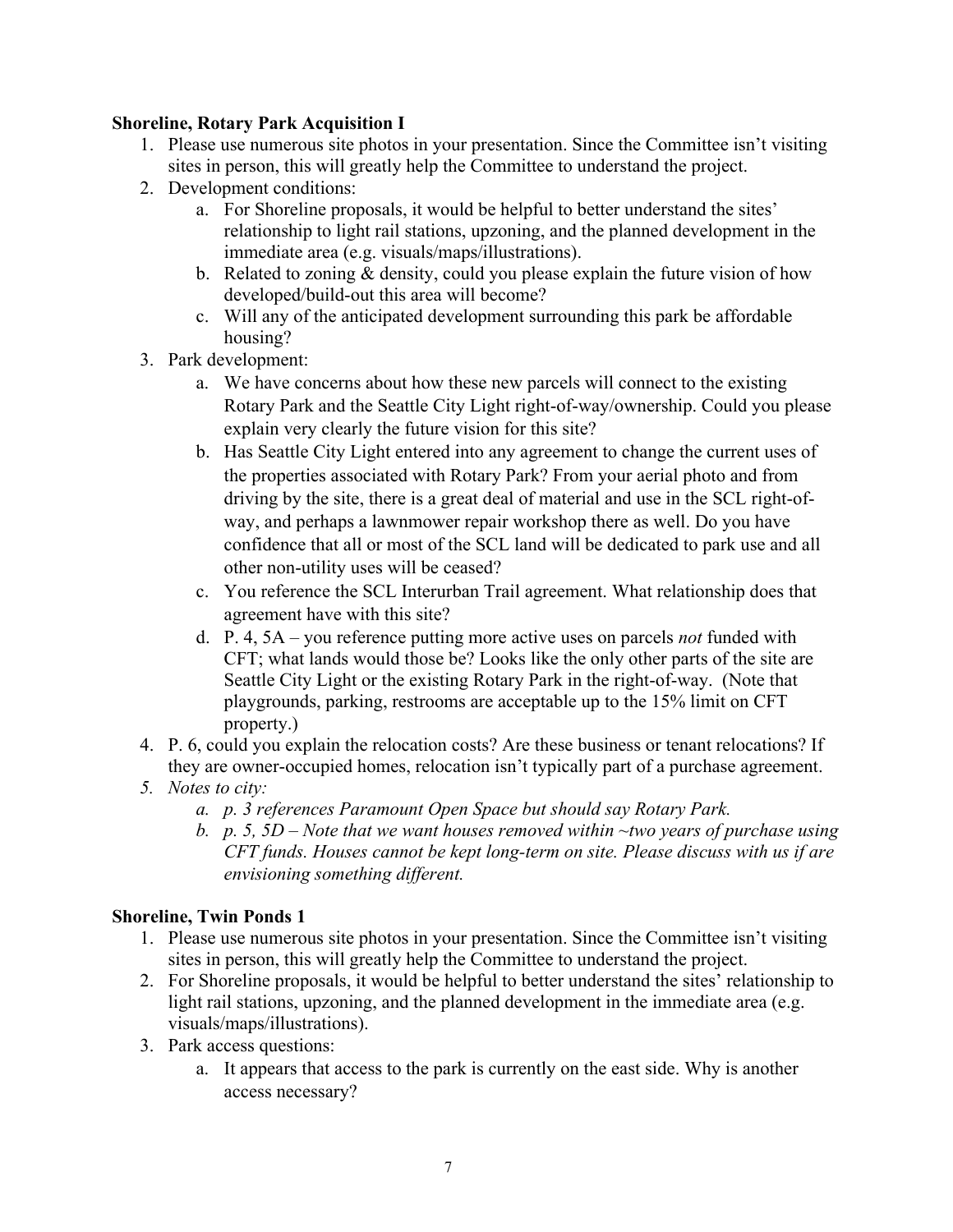**Shoreline, Rotary Park Acquisition I**

1. Please use numerous site photos in your presentation. Since the Committee isn't visiting sites in person, this will greatly help the Committee to understand the project.
2. Development conditions:
    a. For Shoreline proposals, it would be helpful to better understand the sites' relationship to light rail stations, upzoning, and the planned development in the immediate area (e.g. visuals/maps/illustrations).
    b. Related to zoning & density, could you please explain the future vision of how developed/build-out this area will become?
    c. Will any of the anticipated development surrounding this park be affordable housing?
3. Park development:
    a. We have concerns about how these new parcels will connect to the existing Rotary Park and the Seattle City Light right-of-way/ownership. Could you please explain very clearly the future vision for this site?
    b. Has Seattle City Light entered into any agreement to change the current uses of the properties associated with Rotary Park? From your aerial photo and from driving by the site, there is a great deal of material and use in the SCL right-of-way, and perhaps a lawnmower repair workshop there as well. Do you have confidence that all or most of the SCL land will be dedicated to park use and all other non-utility uses will be ceased?
    c. You reference the SCL Interurban Trail agreement. What relationship does that agreement have with this site?
    d. P. 4, 5A – you reference putting more active uses on parcels *not* funded with CFT; what lands would those be? Looks like the only other parts of the site are Seattle City Light or the existing Rotary Park in the right-of-way. (Note that playgrounds, parking, restrooms are acceptable up to the 15% limit on CFT property.)
4. P. 6, could you explain the relocation costs? Are these business or tenant relocations? If they are owner-occupied homes, relocation isn't typically part of a purchase agreement.
5. *Notes to city:*
    a. *p. 3 references Paramount Open Space but should say Rotary Park.*
    b. *p. 5, 5D – Note that we want houses removed within ~two years of purchase using CFT funds. Houses cannot be kept long-term on site. Please discuss with us if are envisioning something different.*

**Shoreline, Twin Ponds 1**

1. Please use numerous site photos in your presentation. Since the Committee isn't visiting sites in person, this will greatly help the Committee to understand the project.
2. For Shoreline proposals, it would be helpful to better understand the sites' relationship to light rail stations, upzoning, and the planned development in the immediate area (e.g. visuals/maps/illustrations).
3. Park access questions:
    a. It appears that access to the park is currently on the east side. Why is another access necessary?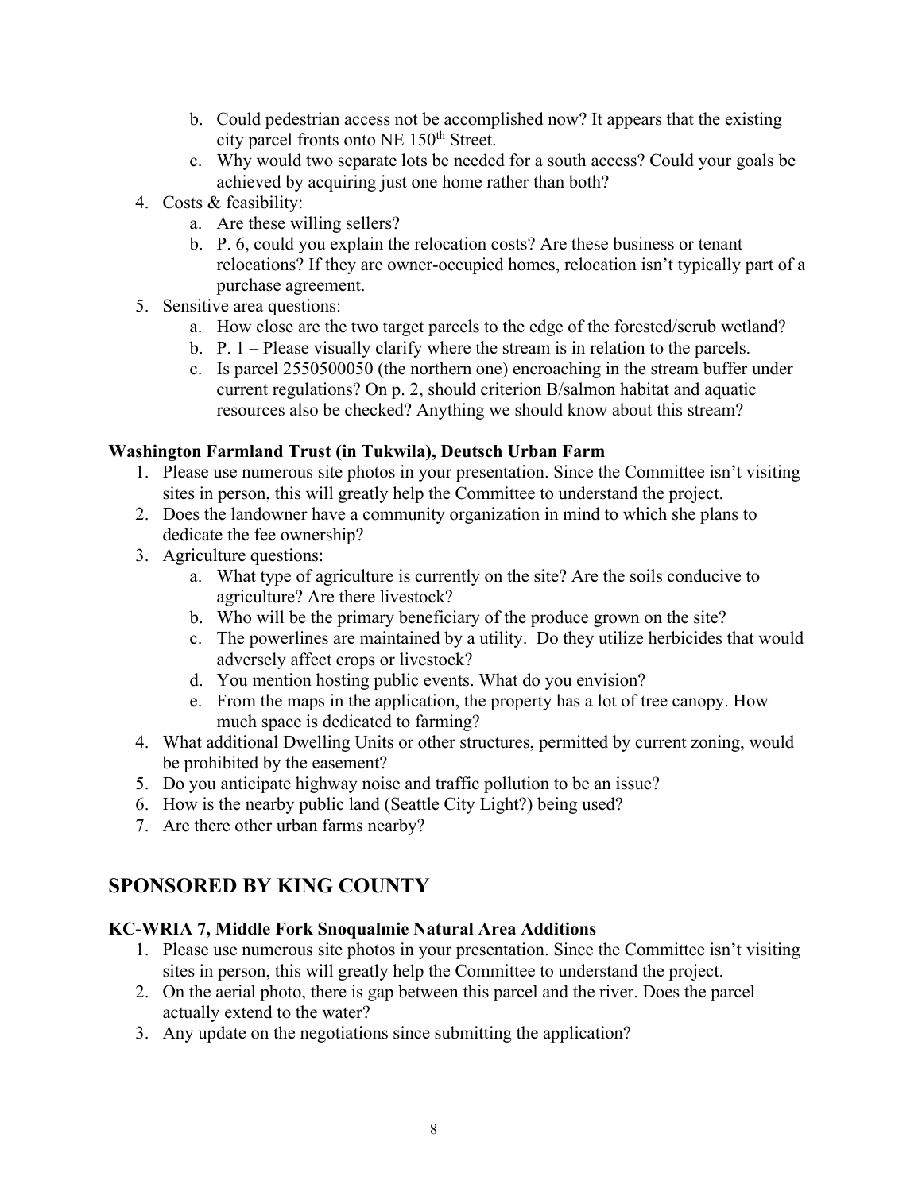b. Could pedestrian access not be accomplished now? It appears that the existing city parcel fronts onto NE 150th Street.
   c. Why would two separate lots be needed for a south access? Could your goals be achieved by acquiring just one home rather than both?
4. Costs & feasibility:
   a. Are these willing sellers?
   b. P. 6, could you explain the relocation costs? Are these business or tenant relocations? If they are owner-occupied homes, relocation isn't typically part of a purchase agreement.
5. Sensitive area questions:
   a. How close are the two target parcels to the edge of the forested/scrub wetland?
   b. P. 1 – Please visually clarify where the stream is in relation to the parcels.
   c. Is parcel 2550500050 (the northern one) encroaching in the stream buffer under current regulations? On p. 2, should criterion B/salmon habitat and aquatic resources also be checked? Anything we should know about this stream?

**Washington Farmland Trust (in Tukwila), Deutsch Urban Farm**

1. Please use numerous site photos in your presentation. Since the Committee isn't visiting sites in person, this will greatly help the Committee to understand the project.
2. Does the landowner have a community organization in mind to which she plans to dedicate the fee ownership?
3. Agriculture questions:
   a. What type of agriculture is currently on the site? Are the soils conducive to agriculture? Are there livestock?
   b. Who will be the primary beneficiary of the produce grown on the site?
   c. The powerlines are maintained by a utility. Do they utilize herbicides that would adversely affect crops or livestock?
   d. You mention hosting public events. What do you envision?
   e. From the maps in the application, the property has a lot of tree canopy. How much space is dedicated to farming?
4. What additional Dwelling Units or other structures, permitted by current zoning, would be prohibited by the easement?
5. Do you anticipate highway noise and traffic pollution to be an issue?
6. How is the nearby public land (Seattle City Light?) being used?
7. Are there other urban farms nearby?

## SPONSORED BY KING COUNTY

**KC-WRIA 7, Middle Fork Snoqualmie Natural Area Additions**

1. Please use numerous site photos in your presentation. Since the Committee isn't visiting sites in person, this will greatly help the Committee to understand the project.
2. On the aerial photo, there is gap between this parcel and the river. Does the parcel actually extend to the water?
3. Any update on the negotiations since submitting the application?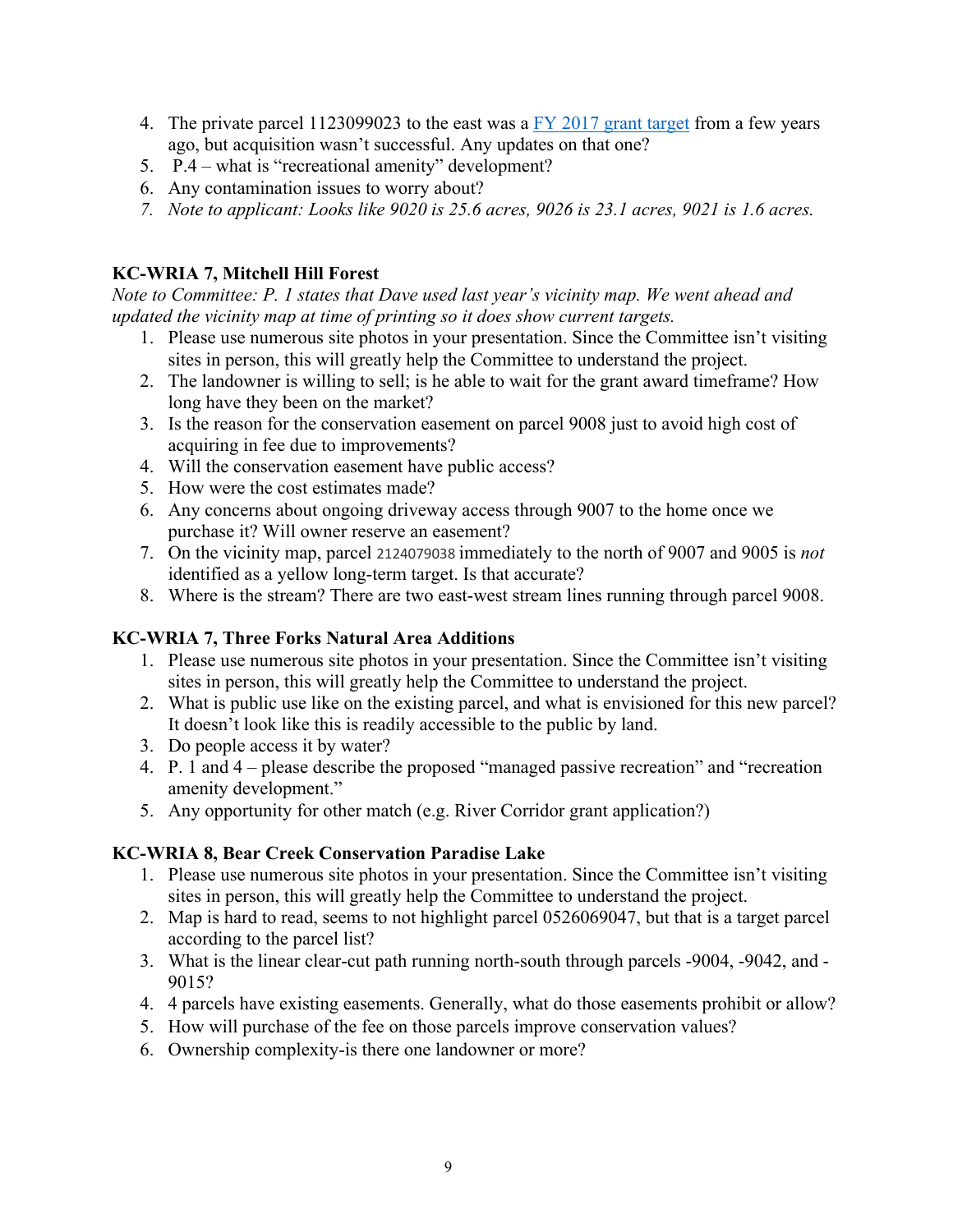4. The private parcel 1123099023 to the east was a [FY 2017 grant target](FY 2017 grant target) from a few years ago, but acquisition wasn't successful. Any updates on that one?
5. P.4 – what is "recreational amenity" development?
6. Any contamination issues to worry about?
7. *Note to applicant: Looks like 9020 is 25.6 acres, 9026 is 23.1 acres, 9021 is 1.6 acres.*

**KC-WRIA 7, Mitchell Hill Forest**

*Note to Committee: P. 1 states that Dave used last year's vicinity map. We went ahead and updated the vicinity map at time of printing so it does show current targets.*

1. Please use numerous site photos in your presentation. Since the Committee isn't visiting sites in person, this will greatly help the Committee to understand the project.
2. The landowner is willing to sell; is he able to wait for the grant award timeframe? How long have they been on the market?
3. Is the reason for the conservation easement on parcel 9008 just to avoid high cost of acquiring in fee due to improvements?
4. Will the conservation easement have public access?
5. How were the cost estimates made?
6. Any concerns about ongoing driveway access through 9007 to the home once we purchase it? Will owner reserve an easement?
7. On the vicinity map, parcel 2124079038 immediately to the north of 9007 and 9005 is *not* identified as a yellow long-term target. Is that accurate?
8. Where is the stream? There are two east-west stream lines running through parcel 9008.

**KC-WRIA 7, Three Forks Natural Area Additions**

1. Please use numerous site photos in your presentation. Since the Committee isn't visiting sites in person, this will greatly help the Committee to understand the project.
2. What is public use like on the existing parcel, and what is envisioned for this new parcel? It doesn't look like this is readily accessible to the public by land.
3. Do people access it by water?
4. P. 1 and 4 – please describe the proposed "managed passive recreation" and "recreation amenity development."
5. Any opportunity for other match (e.g. River Corridor grant application?)

**KC-WRIA 8, Bear Creek Conservation Paradise Lake**

1. Please use numerous site photos in your presentation. Since the Committee isn't visiting sites in person, this will greatly help the Committee to understand the project.
2. Map is hard to read, seems to not highlight parcel 0526069047, but that is a target parcel according to the parcel list?
3. What is the linear clear-cut path running north-south through parcels -9004, -9042, and -9015?
4. 4 parcels have existing easements. Generally, what do those easements prohibit or allow?
5. How will purchase of the fee on those parcels improve conservation values?
6. Ownership complexity-is there one landowner or more?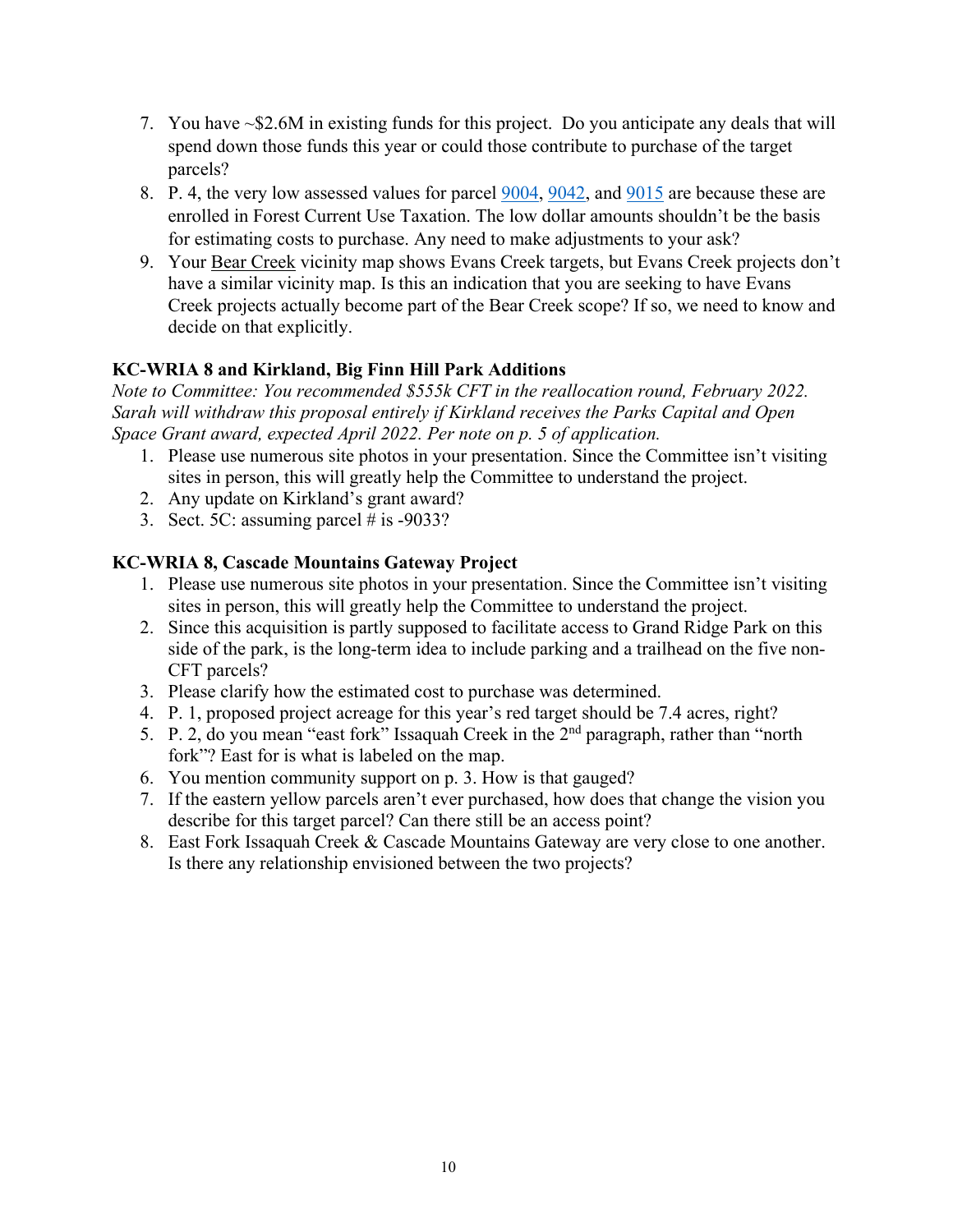7. You have ~$2.6M in existing funds for this project. Do you anticipate any deals that will spend down those funds this year or could those contribute to purchase of the target parcels?
8. P. 4, the very low assessed values for parcel 9004, 9042, and 9015 are because these are enrolled in Forest Current Use Taxation. The low dollar amounts shouldn't be the basis for estimating costs to purchase. Any need to make adjustments to your ask?
9. Your Bear Creek vicinity map shows Evans Creek targets, but Evans Creek projects don't have a similar vicinity map. Is this an indication that you are seeking to have Evans Creek projects actually become part of the Bear Creek scope? If so, we need to know and decide on that explicitly.

**KC-WRIA 8 and Kirkland, Big Finn Hill Park Additions**

*Note to Committee: You recommended $555k CFT in the reallocation round, February 2022. Sarah will withdraw this proposal entirely if Kirkland receives the Parks Capital and Open Space Grant award, expected April 2022. Per note on p. 5 of application.*

1. Please use numerous site photos in your presentation. Since the Committee isn't visiting sites in person, this will greatly help the Committee to understand the project.
2. Any update on Kirkland's grant award?
3. Sect. 5C: assuming parcel # is -9033?

**KC-WRIA 8, Cascade Mountains Gateway Project**

1. Please use numerous site photos in your presentation. Since the Committee isn't visiting sites in person, this will greatly help the Committee to understand the project.
2. Since this acquisition is partly supposed to facilitate access to Grand Ridge Park on this side of the park, is the long-term idea to include parking and a trailhead on the five non-CFT parcels?
3. Please clarify how the estimated cost to purchase was determined.
4. P. 1, proposed project acreage for this year's red target should be 7.4 acres, right?
5. P. 2, do you mean "east fork" Issaquah Creek in the 2nd paragraph, rather than "north fork"? East for is what is labeled on the map.
6. You mention community support on p. 3. How is that gauged?
7. If the eastern yellow parcels aren't ever purchased, how does that change the vision you describe for this target parcel? Can there still be an access point?
8. East Fork Issaquah Creek & Cascade Mountains Gateway are very close to one another. Is there any relationship envisioned between the two projects?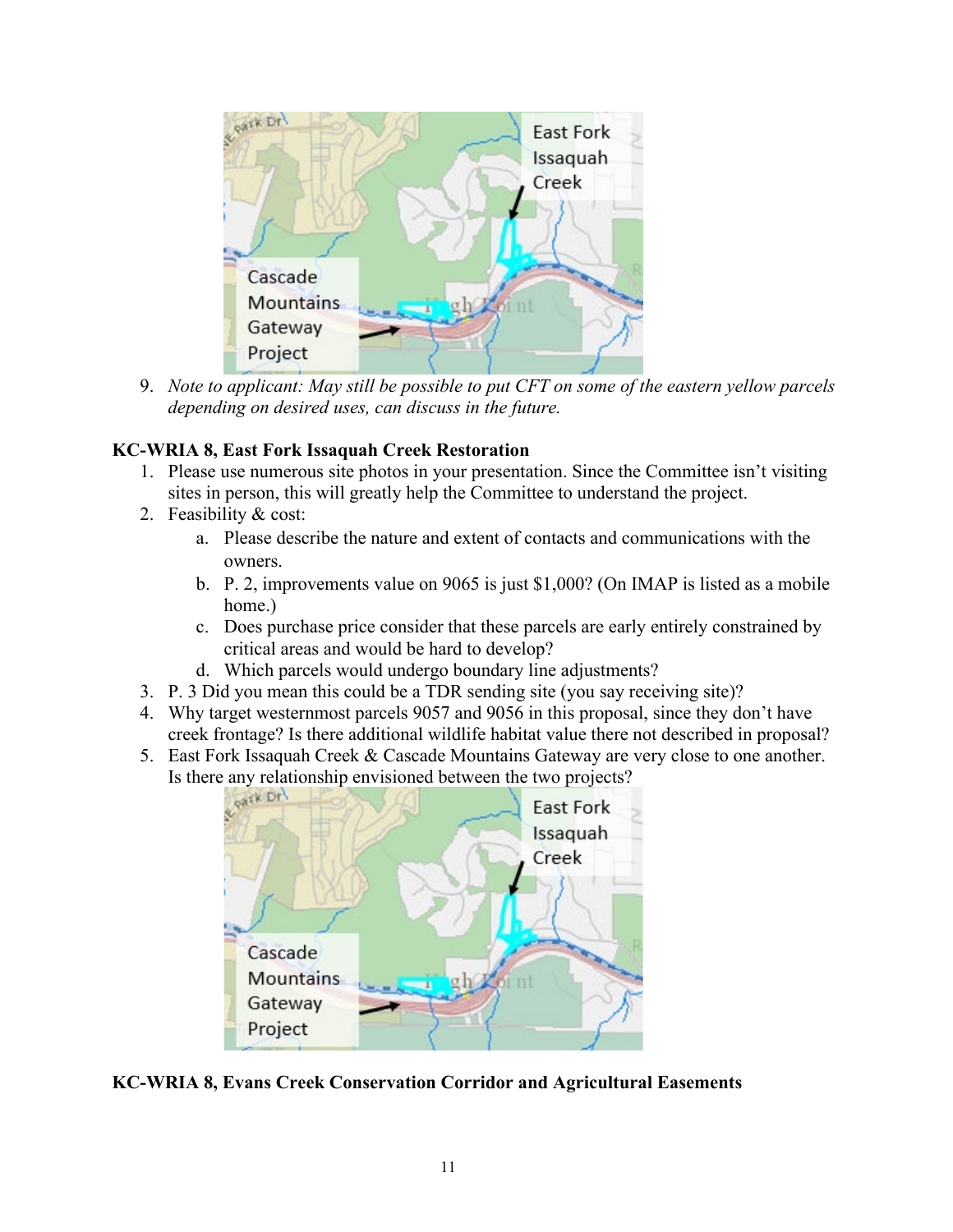9. *Note to applicant: May still be possible to put CFT on some of the eastern yellow parcels depending on desired uses, can discuss in the future.*

**KC-WRIA 8, East Fork Issaquah Creek Restoration**

1. Please use numerous site photos in your presentation. Since the Committee isn't visiting sites in person, this will greatly help the Committee to understand the project.
2. Feasibility & cost:
   a. Please describe the nature and extent of contacts and communications with the owners.
   b. P. 2, improvements value on 9065 is just $1,000? (On IMAP is listed as a mobile home.)
   c. Does purchase price consider that these parcels are early entirely constrained by critical areas and would be hard to develop?
   d. Which parcels would undergo boundary line adjustments?
3. P. 3 Did you mean this could be a TDR sending site (you say receiving site)?
4. Why target westernmost parcels 9057 and 9056 in this proposal, since they don't have creek frontage? Is there additional wildlife habitat value there not described in proposal?
5. East Fork Issaquah Creek & Cascade Mountains Gateway are very close to one another. Is there any relationship envisioned between the two projects?

**KC-WRIA 8, Evans Creek Conservation Corridor and Agricultural Easements**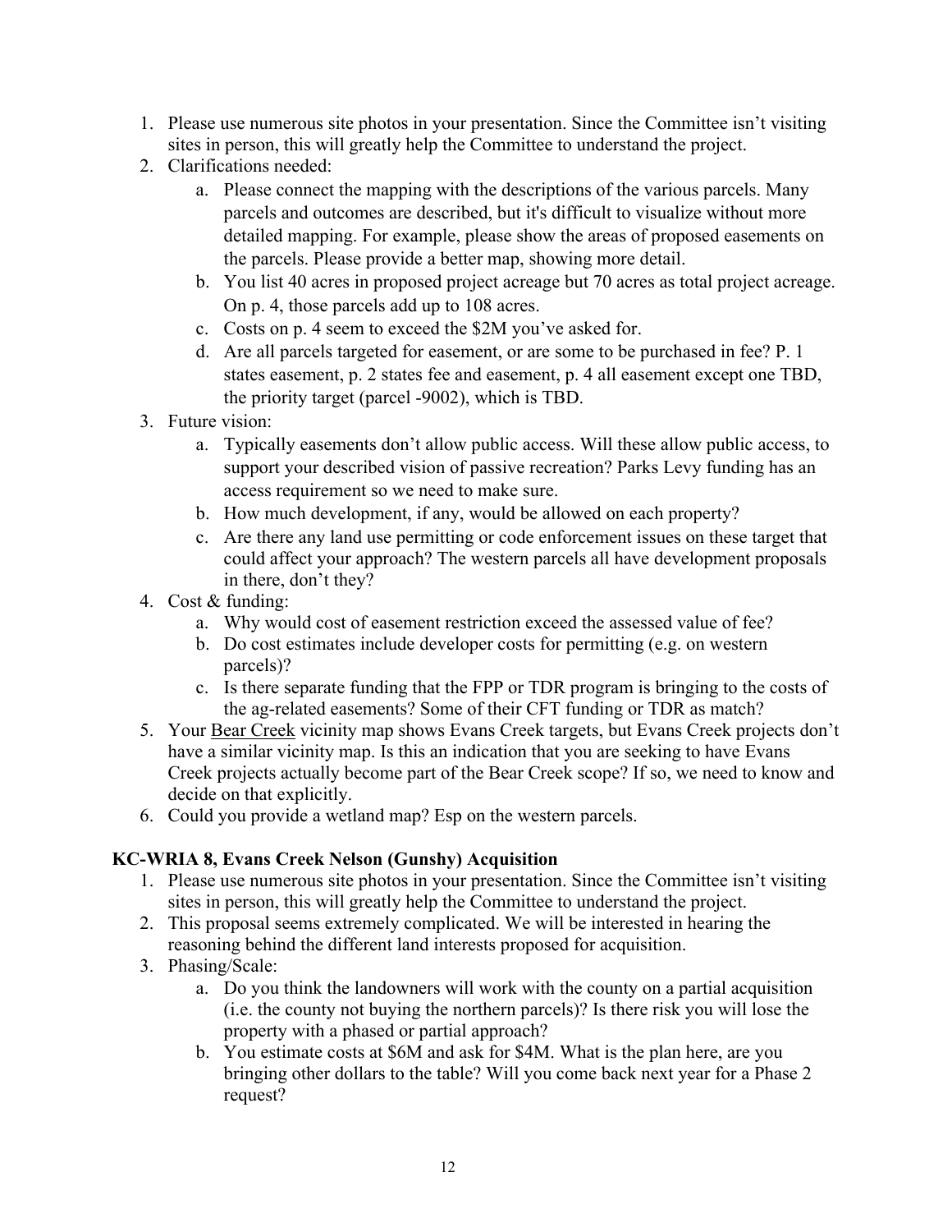1. Please use numerous site photos in your presentation. Since the Committee isn't visiting sites in person, this will greatly help the Committee to understand the project.
2. Clarifications needed:
    a. Please connect the mapping with the descriptions of the various parcels. Many parcels and outcomes are described, but it's difficult to visualize without more detailed mapping. For example, please show the areas of proposed easements on the parcels. Please provide a better map, showing more detail.
    b. You list 40 acres in proposed project acreage but 70 acres as total project acreage. On p. 4, those parcels add up to 108 acres.
    c. Costs on p. 4 seem to exceed the $2M you've asked for.
    d. Are all parcels targeted for easement, or are some to be purchased in fee? P. 1 states easement, p. 2 states fee and easement, p. 4 all easement except one TBD, the priority target (parcel -9002), which is TBD.
3. Future vision:
    a. Typically easements don't allow public access. Will these allow public access, to support your described vision of passive recreation? Parks Levy funding has an access requirement so we need to make sure.
    b. How much development, if any, would be allowed on each property?
    c. Are there any land use permitting or code enforcement issues on these target that could affect your approach? The western parcels all have development proposals in there, don't they?
4. Cost & funding:
    a. Why would cost of easement restriction exceed the assessed value of fee?
    b. Do cost estimates include developer costs for permitting (e.g. on western parcels)?
    c. Is there separate funding that the FPP or TDR program is bringing to the costs of the ag-related easements? Some of their CFT funding or TDR as match?
5. Your <u>Bear Creek</u> vicinity map shows Evans Creek targets, but Evans Creek projects don't have a similar vicinity map. Is this an indication that you are seeking to have Evans Creek projects actually become part of the Bear Creek scope? If so, we need to know and decide on that explicitly.
6. Could you provide a wetland map? Esp on the western parcels.

**KC-WRIA 8, Evans Creek Nelson (Gunshy) Acquisition**

1. Please use numerous site photos in your presentation. Since the Committee isn't visiting sites in person, this will greatly help the Committee to understand the project.
2. This proposal seems extremely complicated. We will be interested in hearing the reasoning behind the different land interests proposed for acquisition.
3. Phasing/Scale:
    a. Do you think the landowners will work with the county on a partial acquisition (i.e. the county not buying the northern parcels)? Is there risk you will lose the property with a phased or partial approach?
    b. You estimate costs at $6M and ask for $4M. What is the plan here, are you bringing other dollars to the table? Will you come back next year for a Phase 2 request?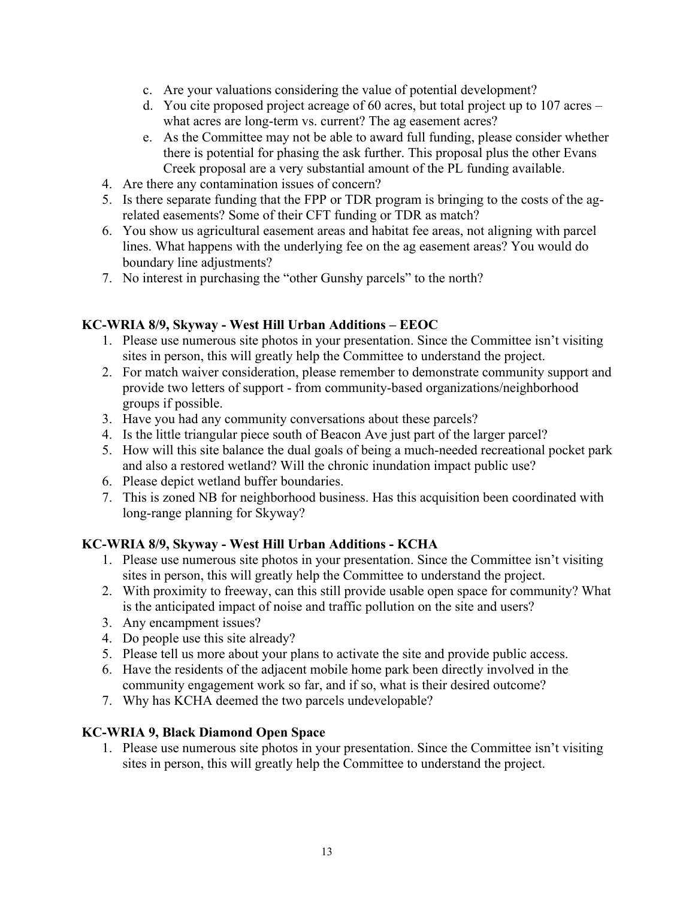c. Are your valuations considering the value of potential development?
   d. You cite proposed project acreage of 60 acres, but total project up to 107 acres – what acres are long-term vs. current? The ag easement acres?
   e. As the Committee may not be able to award full funding, please consider whether there is potential for phasing the ask further. This proposal plus the other Evans Creek proposal are a very substantial amount of the PL funding available.
4. Are there any contamination issues of concern?
5. Is there separate funding that the FPP or TDR program is bringing to the costs of the ag-related easements? Some of their CFT funding or TDR as match?
6. You show us agricultural easement areas and habitat fee areas, not aligning with parcel lines. What happens with the underlying fee on the ag easement areas? You would do boundary line adjustments?
7. No interest in purchasing the "other Gunshy parcels" to the north?

**KC-WRIA 8/9, Skyway - West Hill Urban Additions – EEOC**

1. Please use numerous site photos in your presentation. Since the Committee isn't visiting sites in person, this will greatly help the Committee to understand the project.
2. For match waiver consideration, please remember to demonstrate community support and provide two letters of support - from community-based organizations/neighborhood groups if possible.
3. Have you had any community conversations about these parcels?
4. Is the little triangular piece south of Beacon Ave just part of the larger parcel?
5. How will this site balance the dual goals of being a much-needed recreational pocket park and also a restored wetland? Will the chronic inundation impact public use?
6. Please depict wetland buffer boundaries.
7. This is zoned NB for neighborhood business. Has this acquisition been coordinated with long-range planning for Skyway?

**KC-WRIA 8/9, Skyway - West Hill Urban Additions - KCHA**

1. Please use numerous site photos in your presentation. Since the Committee isn't visiting sites in person, this will greatly help the Committee to understand the project.
2. With proximity to freeway, can this still provide usable open space for community? What is the anticipated impact of noise and traffic pollution on the site and users?
3. Any encampment issues?
4. Do people use this site already?
5. Please tell us more about your plans to activate the site and provide public access.
6. Have the residents of the adjacent mobile home park been directly involved in the community engagement work so far, and if so, what is their desired outcome?
7. Why has KCHA deemed the two parcels undevelopable?

**KC-WRIA 9, Black Diamond Open Space**

1. Please use numerous site photos in your presentation. Since the Committee isn't visiting sites in person, this will greatly help the Committee to understand the project.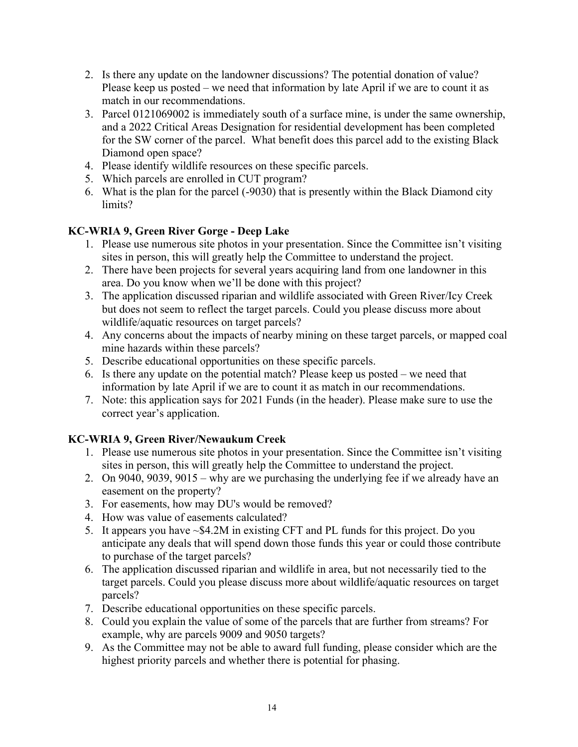2. Is there any update on the landowner discussions? The potential donation of value? Please keep us posted – we need that information by late April if we are to count it as match in our recommendations.
3. Parcel 0121069002 is immediately south of a surface mine, is under the same ownership, and a 2022 Critical Areas Designation for residential development has been completed for the SW corner of the parcel. What benefit does this parcel add to the existing Black Diamond open space?
4. Please identify wildlife resources on these specific parcels.
5. Which parcels are enrolled in CUT program?
6. What is the plan for the parcel (-9030) that is presently within the Black Diamond city limits?

**KC-WRIA 9, Green River Gorge - Deep Lake**

1. Please use numerous site photos in your presentation. Since the Committee isn't visiting sites in person, this will greatly help the Committee to understand the project.
2. There have been projects for several years acquiring land from one landowner in this area. Do you know when we'll be done with this project?
3. The application discussed riparian and wildlife associated with Green River/Icy Creek but does not seem to reflect the target parcels. Could you please discuss more about wildlife/aquatic resources on target parcels?
4. Any concerns about the impacts of nearby mining on these target parcels, or mapped coal mine hazards within these parcels?
5. Describe educational opportunities on these specific parcels.
6. Is there any update on the potential match? Please keep us posted – we need that information by late April if we are to count it as match in our recommendations.
7. Note: this application says for 2021 Funds (in the header). Please make sure to use the correct year's application.

**KC-WRIA 9, Green River/Newaukum Creek**

1. Please use numerous site photos in your presentation. Since the Committee isn't visiting sites in person, this will greatly help the Committee to understand the project.
2. On 9040, 9039, 9015 – why are we purchasing the underlying fee if we already have an easement on the property?
3. For easements, how may DU's would be removed?
4. How was value of easements calculated?
5. It appears you have ~$4.2M in existing CFT and PL funds for this project. Do you anticipate any deals that will spend down those funds this year or could those contribute to purchase of the target parcels?
6. The application discussed riparian and wildlife in area, but not necessarily tied to the target parcels. Could you please discuss more about wildlife/aquatic resources on target parcels?
7. Describe educational opportunities on these specific parcels.
8. Could you explain the value of some of the parcels that are further from streams? For example, why are parcels 9009 and 9050 targets?
9. As the Committee may not be able to award full funding, please consider which are the highest priority parcels and whether there is potential for phasing.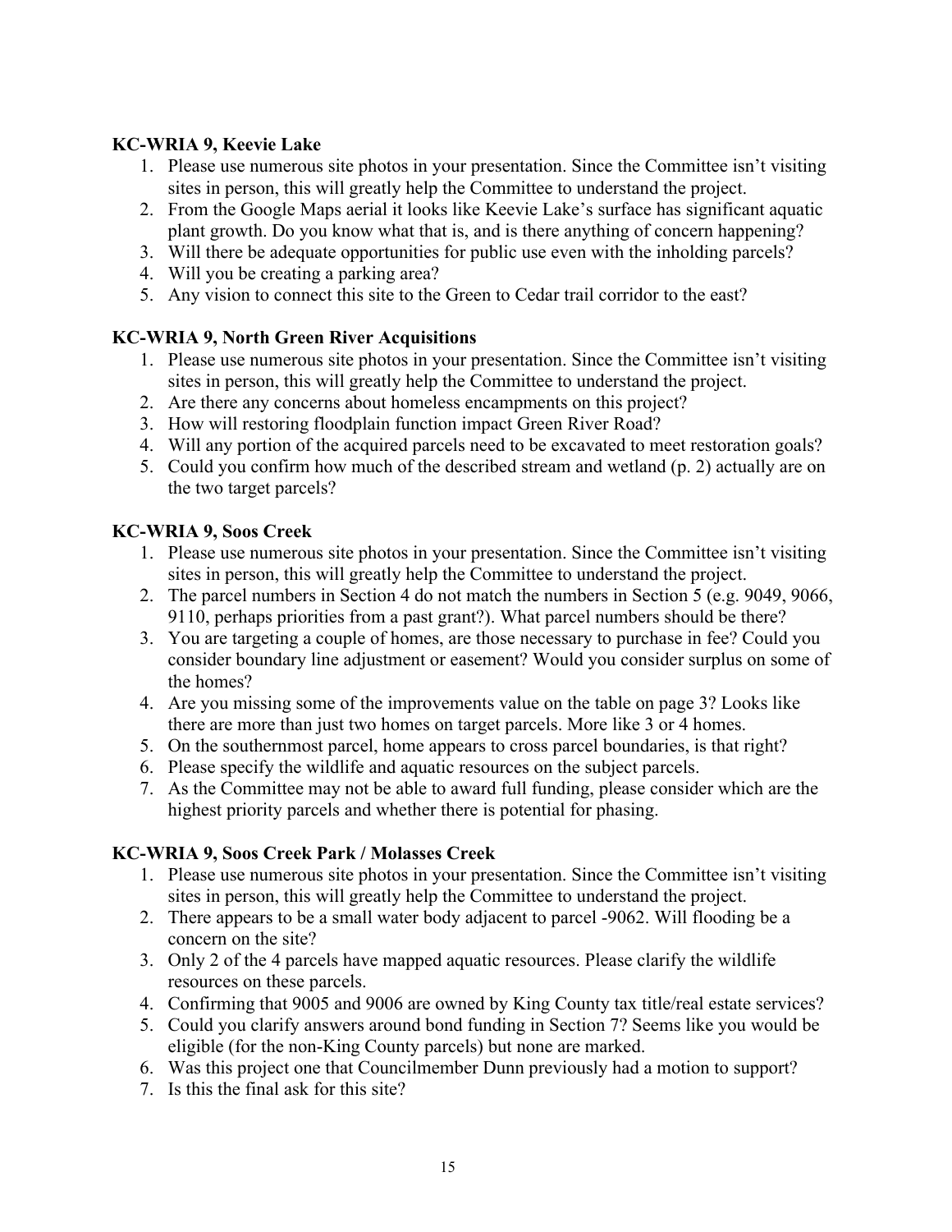**KC-WRIA 9, Keevie Lake**

1. Please use numerous site photos in your presentation. Since the Committee isn't visiting sites in person, this will greatly help the Committee to understand the project.
2. From the Google Maps aerial it looks like Keevie Lake's surface has significant aquatic plant growth. Do you know what that is, and is there anything of concern happening?
3. Will there be adequate opportunities for public use even with the inholding parcels?
4. Will you be creating a parking area?
5. Any vision to connect this site to the Green to Cedar trail corridor to the east?

**KC-WRIA 9, North Green River Acquisitions**

1. Please use numerous site photos in your presentation. Since the Committee isn't visiting sites in person, this will greatly help the Committee to understand the project.
2. Are there any concerns about homeless encampments on this project?
3. How will restoring floodplain function impact Green River Road?
4. Will any portion of the acquired parcels need to be excavated to meet restoration goals?
5. Could you confirm how much of the described stream and wetland (p. 2) actually are on the two target parcels?

**KC-WRIA 9, Soos Creek**

1. Please use numerous site photos in your presentation. Since the Committee isn't visiting sites in person, this will greatly help the Committee to understand the project.
2. The parcel numbers in Section 4 do not match the numbers in Section 5 (e.g. 9049, 9066, 9110, perhaps priorities from a past grant?). What parcel numbers should be there?
3. You are targeting a couple of homes, are those necessary to purchase in fee? Could you consider boundary line adjustment or easement? Would you consider surplus on some of the homes?
4. Are you missing some of the improvements value on the table on page 3? Looks like there are more than just two homes on target parcels. More like 3 or 4 homes.
5. On the southernmost parcel, home appears to cross parcel boundaries, is that right?
6. Please specify the wildlife and aquatic resources on the subject parcels.
7. As the Committee may not be able to award full funding, please consider which are the highest priority parcels and whether there is potential for phasing.

**KC-WRIA 9, Soos Creek Park / Molasses Creek**

1. Please use numerous site photos in your presentation. Since the Committee isn't visiting sites in person, this will greatly help the Committee to understand the project.
2. There appears to be a small water body adjacent to parcel -9062. Will flooding be a concern on the site?
3. Only 2 of the 4 parcels have mapped aquatic resources. Please clarify the wildlife resources on these parcels.
4. Confirming that 9005 and 9006 are owned by King County tax title/real estate services?
5. Could you clarify answers around bond funding in Section 7? Seems like you would be eligible (for the non-King County parcels) but none are marked.
6. Was this project one that Councilmember Dunn previously had a motion to support?
7. Is this the final ask for this site?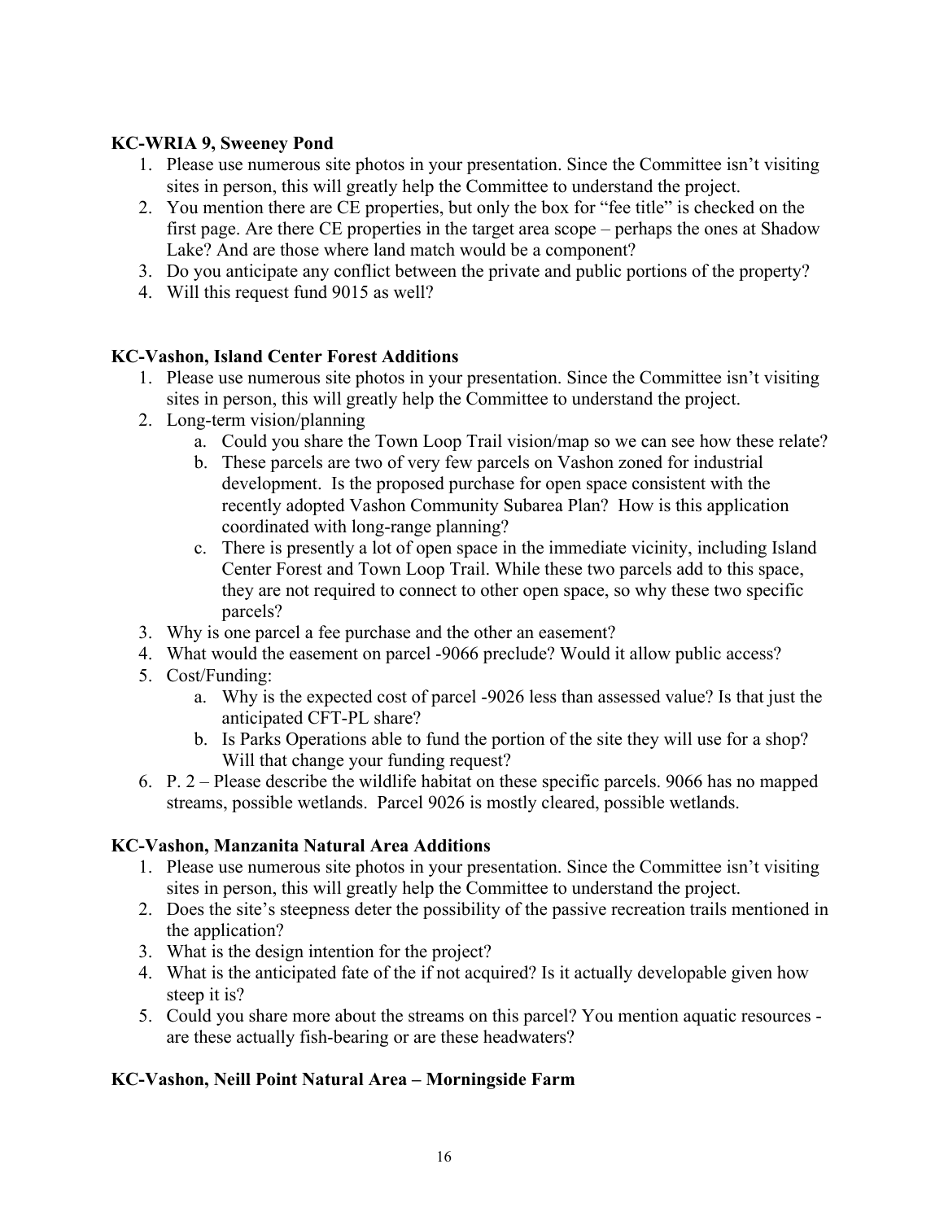**KC-WRIA 9, Sweeney Pond**

1. Please use numerous site photos in your presentation. Since the Committee isn't visiting sites in person, this will greatly help the Committee to understand the project.
2. You mention there are CE properties, but only the box for "fee title" is checked on the first page. Are there CE properties in the target area scope – perhaps the ones at Shadow Lake? And are those where land match would be a component?
3. Do you anticipate any conflict between the private and public portions of the property?
4. Will this request fund 9015 as well?

**KC-Vashon, Island Center Forest Additions**

1. Please use numerous site photos in your presentation. Since the Committee isn't visiting sites in person, this will greatly help the Committee to understand the project.
2. Long-term vision/planning
   a. Could you share the Town Loop Trail vision/map so we can see how these relate?
   b. These parcels are two of very few parcels on Vashon zoned for industrial development. Is the proposed purchase for open space consistent with the recently adopted Vashon Community Subarea Plan? How is this application coordinated with long-range planning?
   c. There is presently a lot of open space in the immediate vicinity, including Island Center Forest and Town Loop Trail. While these two parcels add to this space, they are not required to connect to other open space, so why these two specific parcels?
3. Why is one parcel a fee purchase and the other an easement?
4. What would the easement on parcel -9066 preclude? Would it allow public access?
5. Cost/Funding:
   a. Why is the expected cost of parcel -9026 less than assessed value? Is that just the anticipated CFT-PL share?
   b. Is Parks Operations able to fund the portion of the site they will use for a shop? Will that change your funding request?
6. P. 2 – Please describe the wildlife habitat on these specific parcels. 9066 has no mapped streams, possible wetlands. Parcel 9026 is mostly cleared, possible wetlands.

**KC-Vashon, Manzanita Natural Area Additions**

1. Please use numerous site photos in your presentation. Since the Committee isn't visiting sites in person, this will greatly help the Committee to understand the project.
2. Does the site's steepness deter the possibility of the passive recreation trails mentioned in the application?
3. What is the design intention for the project?
4. What is the anticipated fate of the if not acquired? Is it actually developable given how steep it is?
5. Could you share more about the streams on this parcel? You mention aquatic resources - are these actually fish-bearing or are these headwaters?

**KC-Vashon, Neill Point Natural Area – Morningside Farm**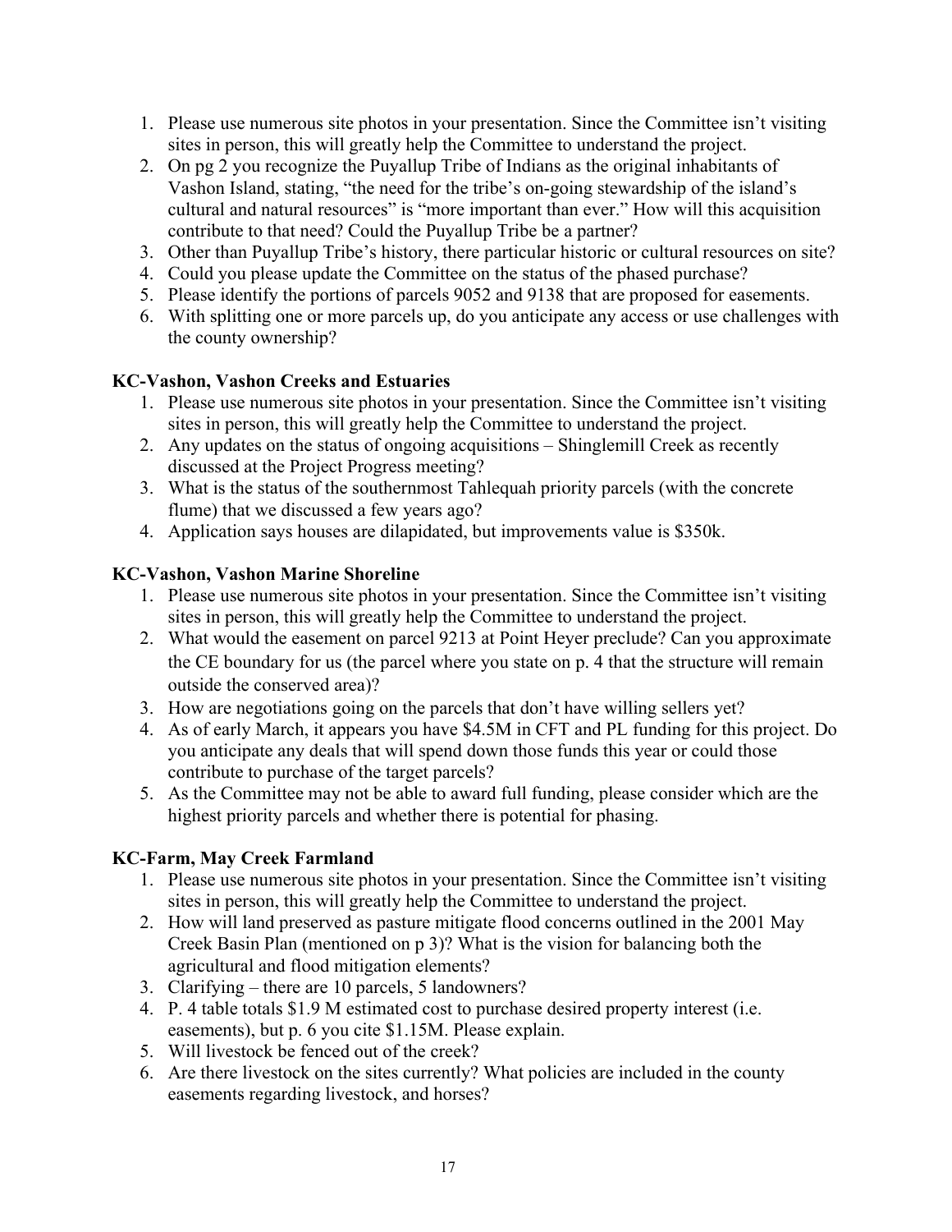1. Please use numerous site photos in your presentation. Since the Committee isn't visiting sites in person, this will greatly help the Committee to understand the project.
2. On pg 2 you recognize the Puyallup Tribe of Indians as the original inhabitants of Vashon Island, stating, "the need for the tribe's on-going stewardship of the island's cultural and natural resources" is "more important than ever." How will this acquisition contribute to that need? Could the Puyallup Tribe be a partner?
3. Other than Puyallup Tribe's history, there particular historic or cultural resources on site?
4. Could you please update the Committee on the status of the phased purchase?
5. Please identify the portions of parcels 9052 and 9138 that are proposed for easements.
6. With splitting one or more parcels up, do you anticipate any access or use challenges with the county ownership?

**KC-Vashon, Vashon Creeks and Estuaries**

1. Please use numerous site photos in your presentation. Since the Committee isn't visiting sites in person, this will greatly help the Committee to understand the project.
2. Any updates on the status of ongoing acquisitions – Shinglemill Creek as recently discussed at the Project Progress meeting?
3. What is the status of the southernmost Tahlequah priority parcels (with the concrete flume) that we discussed a few years ago?
4. Application says houses are dilapidated, but improvements value is $350k.

**KC-Vashon, Vashon Marine Shoreline**

1. Please use numerous site photos in your presentation. Since the Committee isn't visiting sites in person, this will greatly help the Committee to understand the project.
2. What would the easement on parcel 9213 at Point Heyer preclude? Can you approximate the CE boundary for us (the parcel where you state on p. 4 that the structure will remain outside the conserved area)?
3. How are negotiations going on the parcels that don't have willing sellers yet?
4. As of early March, it appears you have $4.5M in CFT and PL funding for this project. Do you anticipate any deals that will spend down those funds this year or could those contribute to purchase of the target parcels?
5. As the Committee may not be able to award full funding, please consider which are the highest priority parcels and whether there is potential for phasing.

**KC-Farm, May Creek Farmland**

1. Please use numerous site photos in your presentation. Since the Committee isn't visiting sites in person, this will greatly help the Committee to understand the project.
2. How will land preserved as pasture mitigate flood concerns outlined in the 2001 May Creek Basin Plan (mentioned on p 3)? What is the vision for balancing both the agricultural and flood mitigation elements?
3. Clarifying – there are 10 parcels, 5 landowners?
4. P. 4 table totals $1.9 M estimated cost to purchase desired property interest (i.e. easements), but p. 6 you cite $1.15M. Please explain.
5. Will livestock be fenced out of the creek?
6. Are there livestock on the sites currently? What policies are included in the county easements regarding livestock, and horses?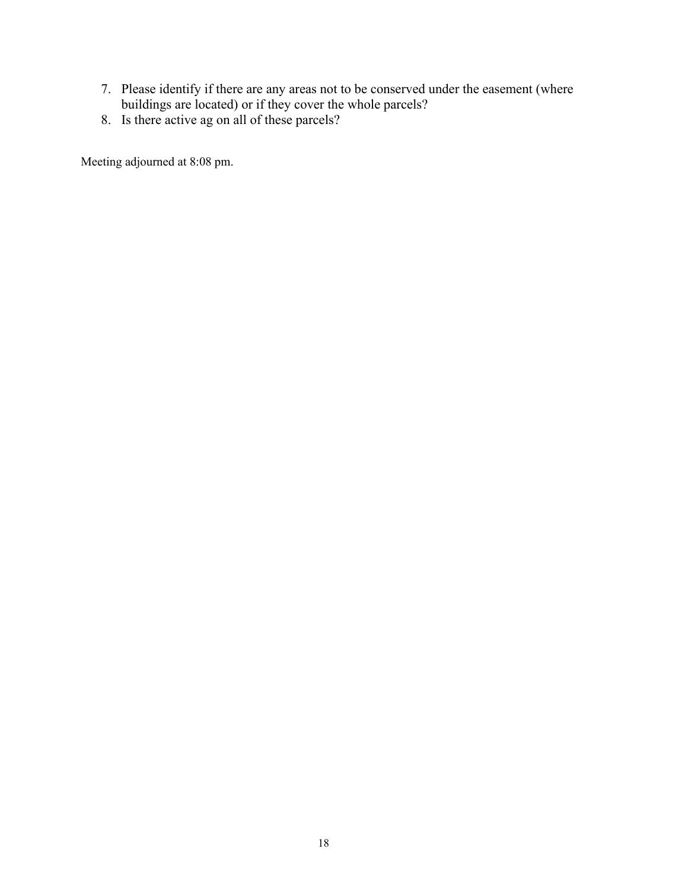7. Please identify if there are any areas not to be conserved under the easement (where buildings are located) or if they cover the whole parcels?
8. Is there active ag on all of these parcels?

Meeting adjourned at 8:08 pm.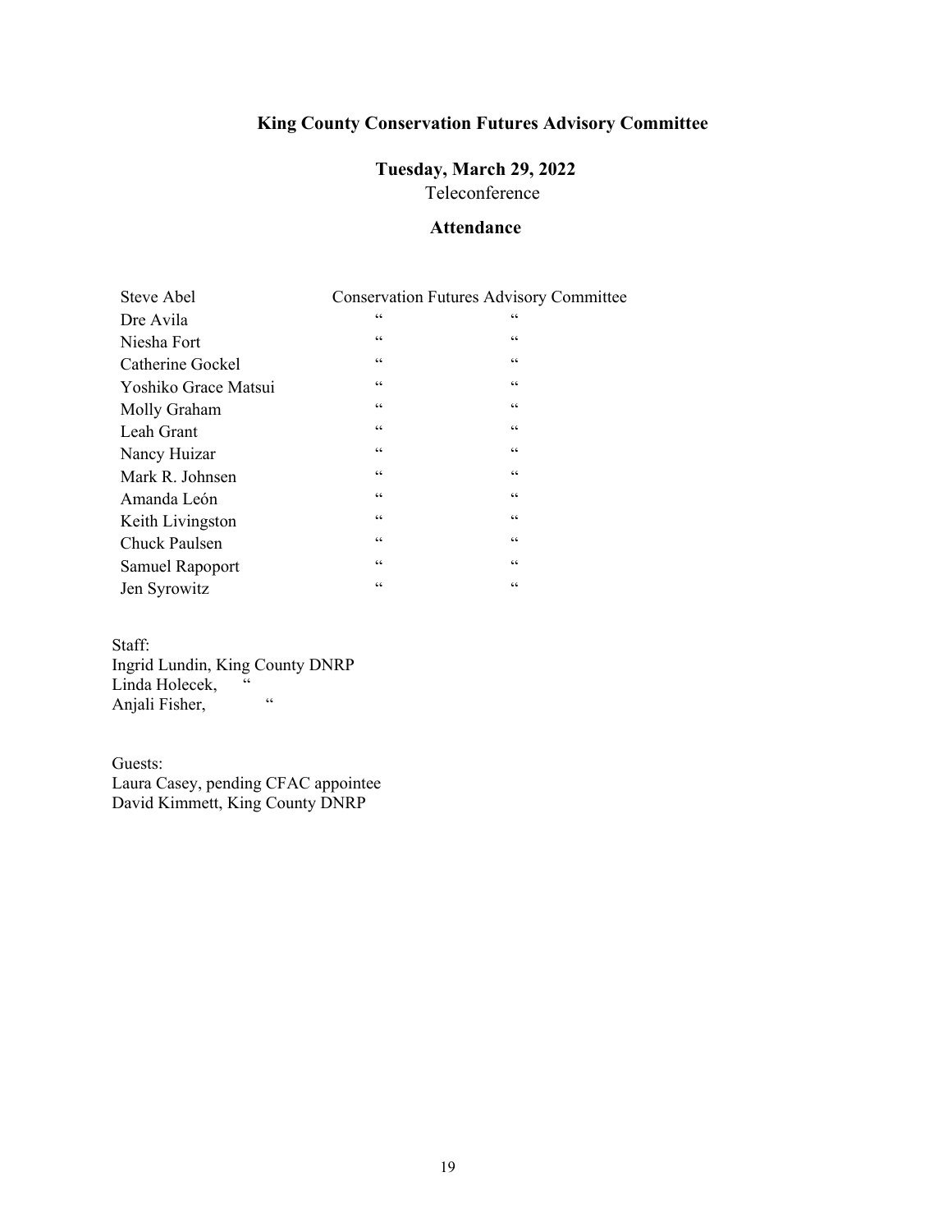# King County Conservation Futures Advisory Committee

## Tuesday, March 29, 2022

Teleconference

### Attendance

| | | |
|---|---|---|
| Steve Abel | Conservation Futures Advisory Committee | |
| Dre Avila | " | " |
| Niesha Fort | " | " |
| Catherine Gockel | " | " |
| Yoshiko Grace Matsui | " | " |
| Molly Graham | " | " |
| Leah Grant | " | " |
| Nancy Huizar | " | " |
| Mark R. Johnsen | " | " |
| Amanda León | " | " |
| Keith Livingston | " | " |
| Chuck Paulsen | " | " |
| Samuel Rapoport | " | " |
| Jen Syrowitz | " | " |

Staff:
Ingrid Lundin, King County DNRP
Linda Holecek, "
Anjali Fisher, "

Guests:
Laura Casey, pending CFAC appointee
David Kimmett, King County DNRP